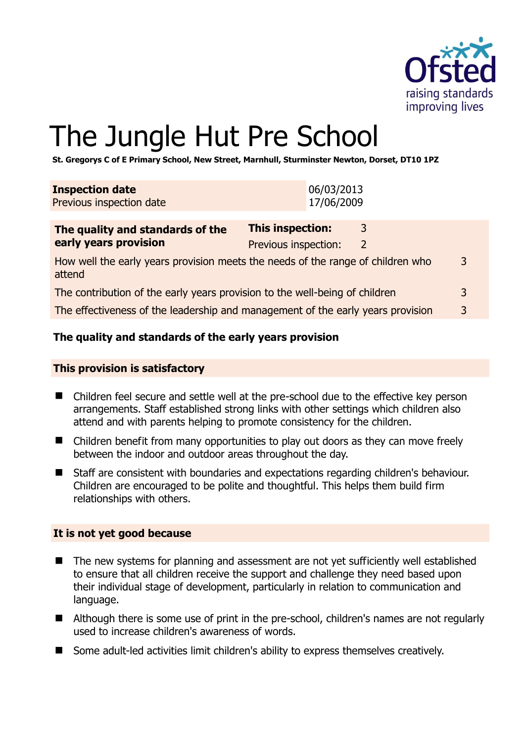# The Jungle Hut Pre School

**St. Gregorys C of E Primary School, New Street, Marnhull, Sturminster Newton, Dorset, DT10 1PZ**

| | |
|---|---|
| **Inspection date** | 06/03/2013 |
| Previous inspection date | 17/06/2009 |

| | | |
|---|---|---|
| **The quality and standards of the early years provision** | **This inspection:** | 3 |
| | Previous inspection: | 2 |
| How well the early years provision meets the needs of the range of children who attend | | 3 |
| The contribution of the early years provision to the well-being of children | | 3 |
| The effectiveness of the leadership and management of the early years provision | | 3 |

**The quality and standards of the early years provision**

**This provision is satisfactory**

- Children feel secure and settle well at the pre-school due to the effective key person arrangements. Staff established strong links with other settings which children also attend and with parents helping to promote consistency for the children.
- Children benefit from many opportunities to play out doors as they can move freely between the indoor and outdoor areas throughout the day.
- Staff are consistent with boundaries and expectations regarding children's behaviour. Children are encouraged to be polite and thoughtful. This helps them build firm relationships with others.

**It is not yet good because**

- The new systems for planning and assessment are not yet sufficiently well established to ensure that all children receive the support and challenge they need based upon their individual stage of development, particularly in relation to communication and language.
- Although there is some use of print in the pre-school, children's names are not regularly used to increase children's awareness of words.
- Some adult-led activities limit children's ability to express themselves creatively.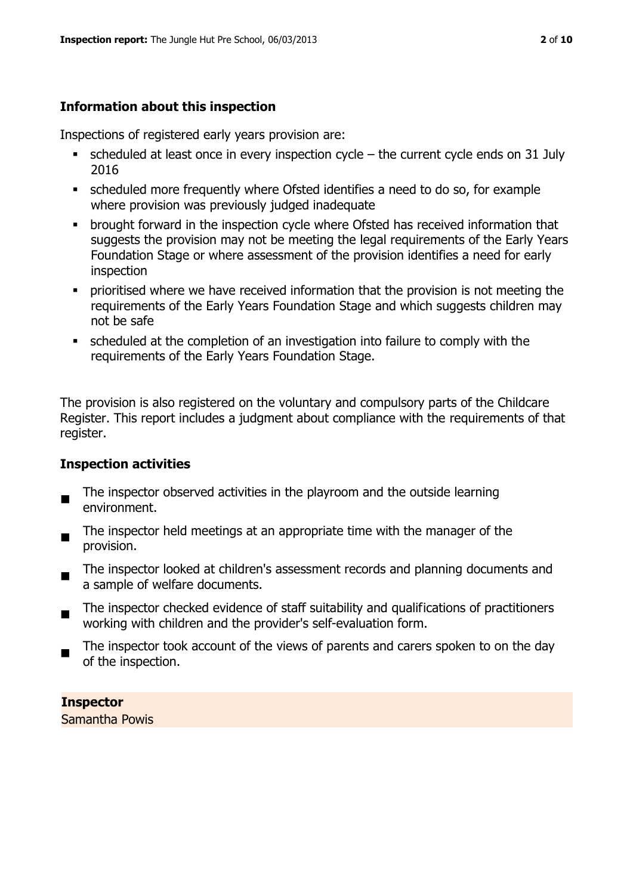## Information about this inspection

Inspections of registered early years provision are:

- scheduled at least once in every inspection cycle – the current cycle ends on 31 July 2016
- scheduled more frequently where Ofsted identifies a need to do so, for example where provision was previously judged inadequate
- brought forward in the inspection cycle where Ofsted has received information that suggests the provision may not be meeting the legal requirements of the Early Years Foundation Stage or where assessment of the provision identifies a need for early inspection
- prioritised where we have received information that the provision is not meeting the requirements of the Early Years Foundation Stage and which suggests children may not be safe
- scheduled at the completion of an investigation into failure to comply with the requirements of the Early Years Foundation Stage.

The provision is also registered on the voluntary and compulsory parts of the Childcare Register. This report includes a judgment about compliance with the requirements of that register.

## Inspection activities

- The inspector observed activities in the playroom and the outside learning environment.
- The inspector held meetings at an appropriate time with the manager of the provision.
- The inspector looked at children's assessment records and planning documents and a sample of welfare documents.
- The inspector checked evidence of staff suitability and qualifications of practitioners working with children and the provider's self-evaluation form.
- The inspector took account of the views of parents and carers spoken to on the day of the inspection.

**Inspector**
Samantha Powis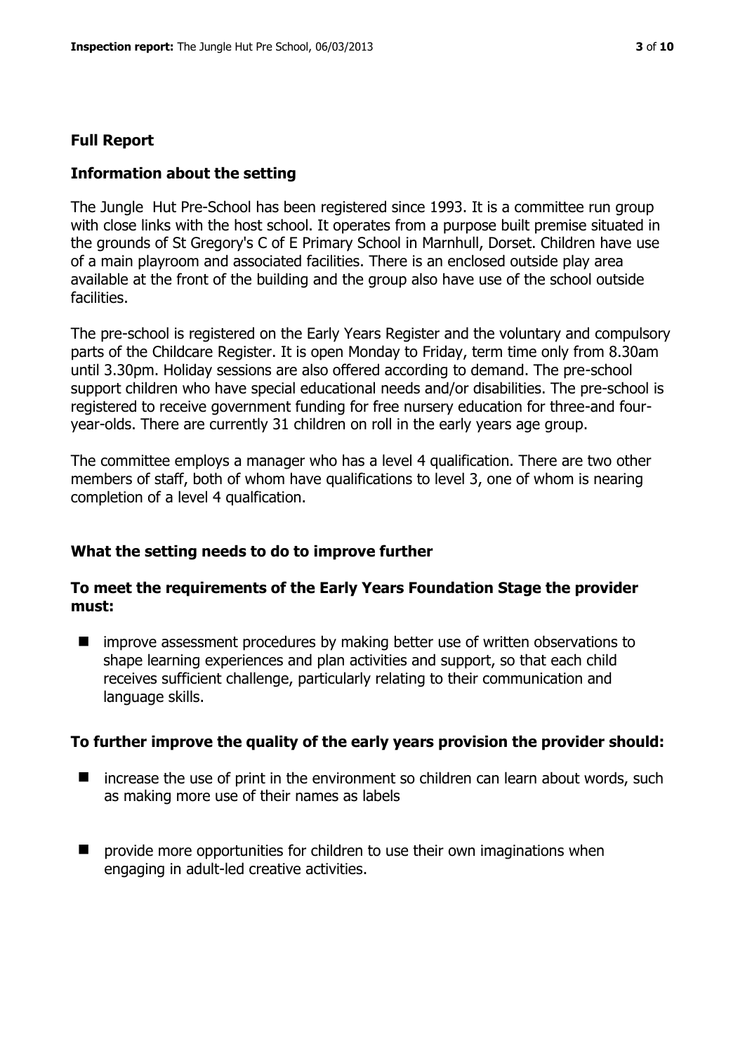## Full Report

### Information about the setting

The Jungle Hut Pre-School has been registered since 1993. It is a committee run group with close links with the host school. It operates from a purpose built premise situated in the grounds of St Gregory's C of E Primary School in Marnhull, Dorset. Children have use of a main playroom and associated facilities. There is an enclosed outside play area available at the front of the building and the group also have use of the school outside facilities.

The pre-school is registered on the Early Years Register and the voluntary and compulsory parts of the Childcare Register. It is open Monday to Friday, term time only from 8.30am until 3.30pm. Holiday sessions are also offered according to demand. The pre-school support children who have special educational needs and/or disabilities. The pre-school is registered to receive government funding for free nursery education for three-and four-year-olds. There are currently 31 children on roll in the early years age group.

The committee employs a manager who has a level 4 qualification. There are two other members of staff, both of whom have qualifications to level 3, one of whom is nearing completion of a level 4 qualfication.

### What the setting needs to do to improve further

#### To meet the requirements of the Early Years Foundation Stage the provider must:

- improve assessment procedures by making better use of written observations to shape learning experiences and plan activities and support, so that each child receives sufficient challenge, particularly relating to their communication and language skills.

#### To further improve the quality of the early years provision the provider should:

- increase the use of print in the environment so children can learn about words, such as making more use of their names as labels
- provide more opportunities for children to use their own imaginations when engaging in adult-led creative activities.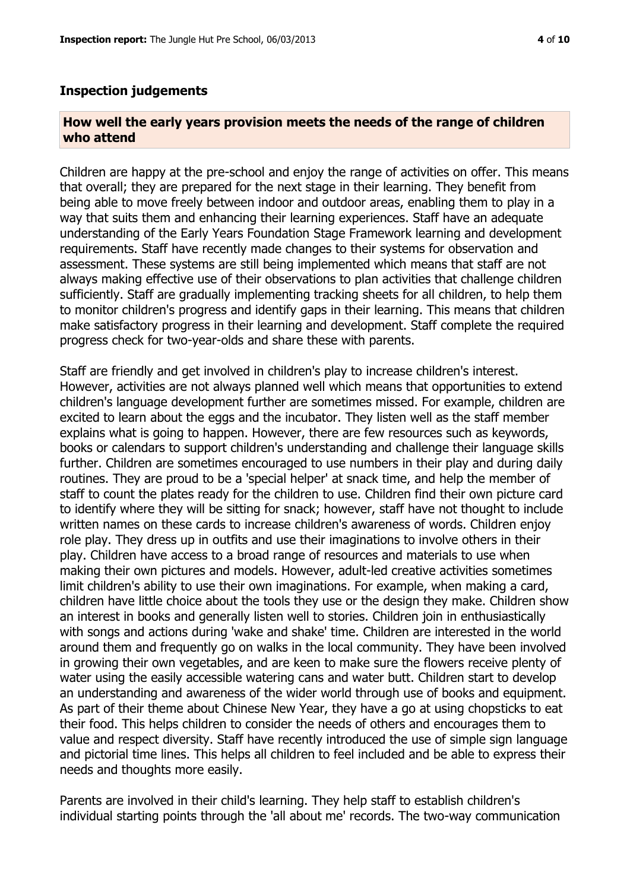## Inspection judgements

### How well the early years provision meets the needs of the range of children who attend

Children are happy at the pre-school and enjoy the range of activities on offer. This means that overall; they are prepared for the next stage in their learning. They benefit from being able to move freely between indoor and outdoor areas, enabling them to play in a way that suits them and enhancing their learning experiences. Staff have an adequate understanding of the Early Years Foundation Stage Framework learning and development requirements. Staff have recently made changes to their systems for observation and assessment. These systems are still being implemented which means that staff are not always making effective use of their observations to plan activities that challenge children sufficiently. Staff are gradually implementing tracking sheets for all children, to help them to monitor children's progress and identify gaps in their learning. This means that children make satisfactory progress in their learning and development. Staff complete the required progress check for two-year-olds and share these with parents.

Staff are friendly and get involved in children's play to increase children's interest. However, activities are not always planned well which means that opportunities to extend children's language development further are sometimes missed. For example, children are excited to learn about the eggs and the incubator. They listen well as the staff member explains what is going to happen. However, there are few resources such as keywords, books or calendars to support children's understanding and challenge their language skills further. Children are sometimes encouraged to use numbers in their play and during daily routines. They are proud to be a 'special helper' at snack time, and help the member of staff to count the plates ready for the children to use. Children find their own picture card to identify where they will be sitting for snack; however, staff have not thought to include written names on these cards to increase children's awareness of words. Children enjoy role play. They dress up in outfits and use their imaginations to involve others in their play. Children have access to a broad range of resources and materials to use when making their own pictures and models. However, adult-led creative activities sometimes limit children's ability to use their own imaginations. For example, when making a card, children have little choice about the tools they use or the design they make. Children show an interest in books and generally listen well to stories. Children join in enthusiastically with songs and actions during 'wake and shake' time. Children are interested in the world around them and frequently go on walks in the local community. They have been involved in growing their own vegetables, and are keen to make sure the flowers receive plenty of water using the easily accessible watering cans and water butt. Children start to develop an understanding and awareness of the wider world through use of books and equipment. As part of their theme about Chinese New Year, they have a go at using chopsticks to eat their food. This helps children to consider the needs of others and encourages them to value and respect diversity. Staff have recently introduced the use of simple sign language and pictorial time lines. This helps all children to feel included and be able to express their needs and thoughts more easily.

Parents are involved in their child's learning. They help staff to establish children's individual starting points through the 'all about me' records. The two-way communication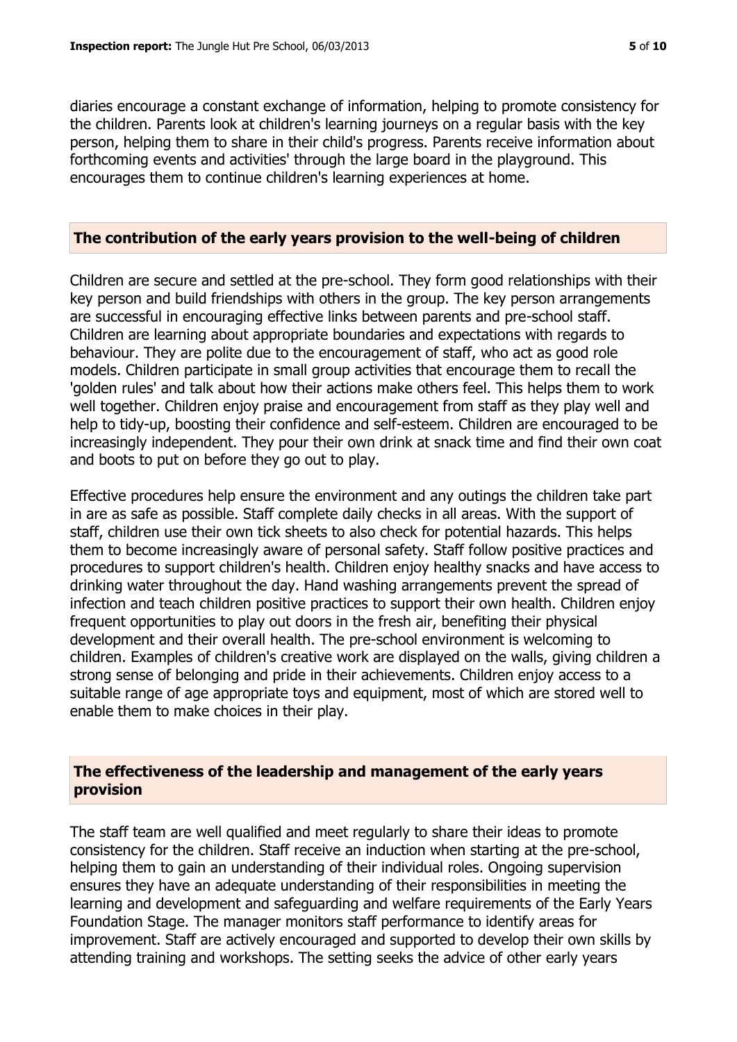diaries encourage a constant exchange of information, helping to promote consistency for the children. Parents look at children's learning journeys on a regular basis with the key person, helping them to share in their child's progress. Parents receive information about forthcoming events and activities' through the large board in the playground. This encourages them to continue children's learning experiences at home.

## The contribution of the early years provision to the well-being of children

Children are secure and settled at the pre-school. They form good relationships with their key person and build friendships with others in the group. The key person arrangements are successful in encouraging effective links between parents and pre-school staff. Children are learning about appropriate boundaries and expectations with regards to behaviour. They are polite due to the encouragement of staff, who act as good role models. Children participate in small group activities that encourage them to recall the 'golden rules' and talk about how their actions make others feel. This helps them to work well together. Children enjoy praise and encouragement from staff as they play well and help to tidy-up, boosting their confidence and self-esteem. Children are encouraged to be increasingly independent. They pour their own drink at snack time and find their own coat and boots to put on before they go out to play.

Effective procedures help ensure the environment and any outings the children take part in are as safe as possible. Staff complete daily checks in all areas. With the support of staff, children use their own tick sheets to also check for potential hazards. This helps them to become increasingly aware of personal safety. Staff follow positive practices and procedures to support children's health. Children enjoy healthy snacks and have access to drinking water throughout the day. Hand washing arrangements prevent the spread of infection and teach children positive practices to support their own health. Children enjoy frequent opportunities to play out doors in the fresh air, benefiting their physical development and their overall health. The pre-school environment is welcoming to children. Examples of children's creative work are displayed on the walls, giving children a strong sense of belonging and pride in their achievements. Children enjoy access to a suitable range of age appropriate toys and equipment, most of which are stored well to enable them to make choices in their play.

## The effectiveness of the leadership and management of the early years provision

The staff team are well qualified and meet regularly to share their ideas to promote consistency for the children. Staff receive an induction when starting at the pre-school, helping them to gain an understanding of their individual roles. Ongoing supervision ensures they have an adequate understanding of their responsibilities in meeting the learning and development and safeguarding and welfare requirements of the Early Years Foundation Stage. The manager monitors staff performance to identify areas for improvement. Staff are actively encouraged and supported to develop their own skills by attending training and workshops. The setting seeks the advice of other early years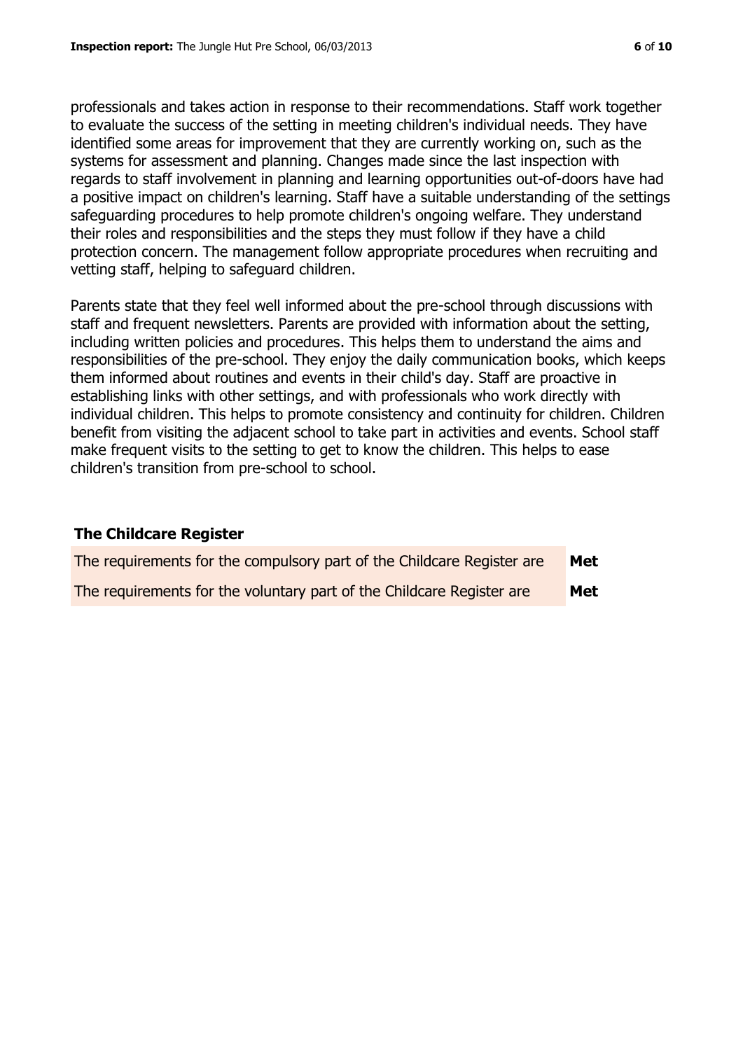professionals and takes action in response to their recommendations. Staff work together to evaluate the success of the setting in meeting children's individual needs. They have identified some areas for improvement that they are currently working on, such as the systems for assessment and planning. Changes made since the last inspection with regards to staff involvement in planning and learning opportunities out-of-doors have had a positive impact on children's learning. Staff have a suitable understanding of the settings safeguarding procedures to help promote children's ongoing welfare. They understand their roles and responsibilities and the steps they must follow if they have a child protection concern. The management follow appropriate procedures when recruiting and vetting staff, helping to safeguard children.

Parents state that they feel well informed about the pre-school through discussions with staff and frequent newsletters. Parents are provided with information about the setting, including written policies and procedures. This helps them to understand the aims and responsibilities of the pre-school. They enjoy the daily communication books, which keeps them informed about routines and events in their child's day. Staff are proactive in establishing links with other settings, and with professionals who work directly with individual children. This helps to promote consistency and continuity for children. Children benefit from visiting the adjacent school to take part in activities and events. School staff make frequent visits to the setting to get to know the children. This helps to ease children's transition from pre-school to school.

## The Childcare Register

| | |
|---|---|
| The requirements for the compulsory part of the Childcare Register are | **Met** |
| The requirements for the voluntary part of the Childcare Register are | **Met** |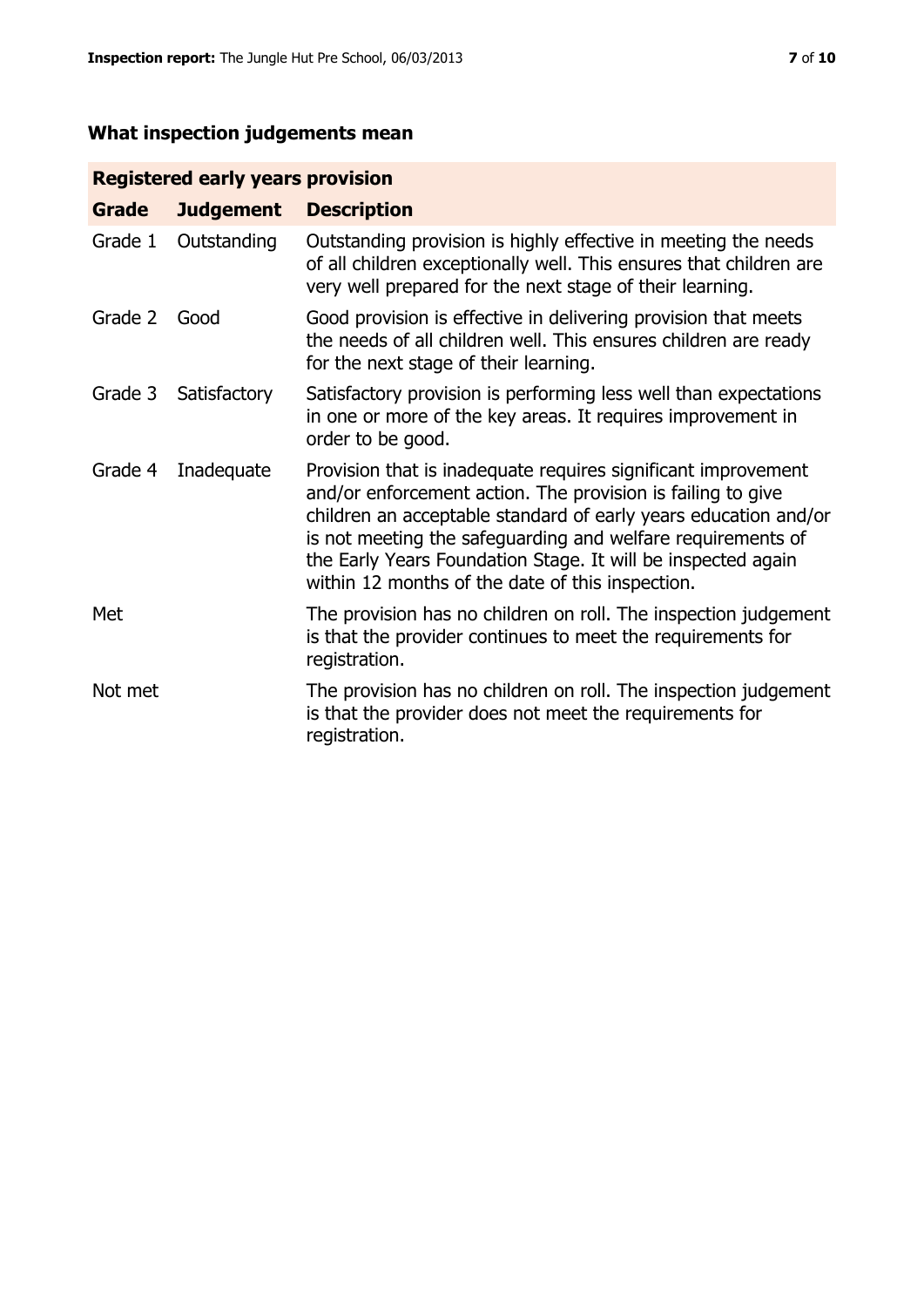## What inspection judgements mean

| Registered early years provision | | |
|---|---|---|
| **Grade** | **Judgement** | **Description** |
| Grade 1 | Outstanding | Outstanding provision is highly effective in meeting the needs of all children exceptionally well. This ensures that children are very well prepared for the next stage of their learning. |
| Grade 2 | Good | Good provision is effective in delivering provision that meets the needs of all children well. This ensures children are ready for the next stage of their learning. |
| Grade 3 | Satisfactory | Satisfactory provision is performing less well than expectations in one or more of the key areas. It requires improvement in order to be good. |
| Grade 4 | Inadequate | Provision that is inadequate requires significant improvement and/or enforcement action. The provision is failing to give children an acceptable standard of early years education and/or is not meeting the safeguarding and welfare requirements of the Early Years Foundation Stage. It will be inspected again within 12 months of the date of this inspection. |
| Met | | The provision has no children on roll. The inspection judgement is that the provider continues to meet the requirements for registration. |
| Not met | | The provision has no children on roll. The inspection judgement is that the provider does not meet the requirements for registration. |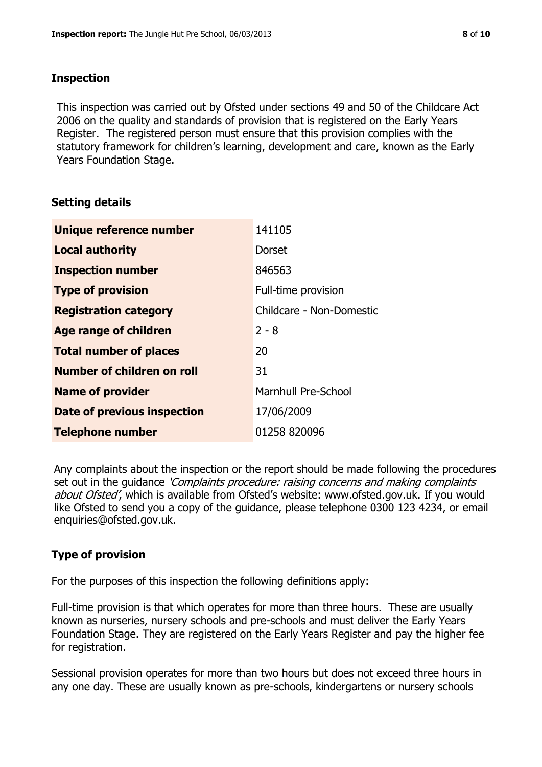## Inspection

This inspection was carried out by Ofsted under sections 49 and 50 of the Childcare Act 2006 on the quality and standards of provision that is registered on the Early Years Register. The registered person must ensure that this provision complies with the statutory framework for children's learning, development and care, known as the Early Years Foundation Stage.

## Setting details

| | |
|---|---|
| **Unique reference number** | 141105 |
| **Local authority** | Dorset |
| **Inspection number** | 846563 |
| **Type of provision** | Full-time provision |
| **Registration category** | Childcare - Non-Domestic |
| **Age range of children** | 2 - 8 |
| **Total number of places** | 20 |
| **Number of children on roll** | 31 |
| **Name of provider** | Marnhull Pre-School |
| **Date of previous inspection** | 17/06/2009 |
| **Telephone number** | 01258 820096 |

Any complaints about the inspection or the report should be made following the procedures set out in the guidance *'Complaints procedure: raising concerns and making complaints about Ofsted'*, which is available from Ofsted's website: www.ofsted.gov.uk. If you would like Ofsted to send you a copy of the guidance, please telephone 0300 123 4234, or email enquiries@ofsted.gov.uk.

## Type of provision

For the purposes of this inspection the following definitions apply:

Full-time provision is that which operates for more than three hours. These are usually known as nurseries, nursery schools and pre-schools and must deliver the Early Years Foundation Stage. They are registered on the Early Years Register and pay the higher fee for registration.

Sessional provision operates for more than two hours but does not exceed three hours in any one day. These are usually known as pre-schools, kindergartens or nursery schools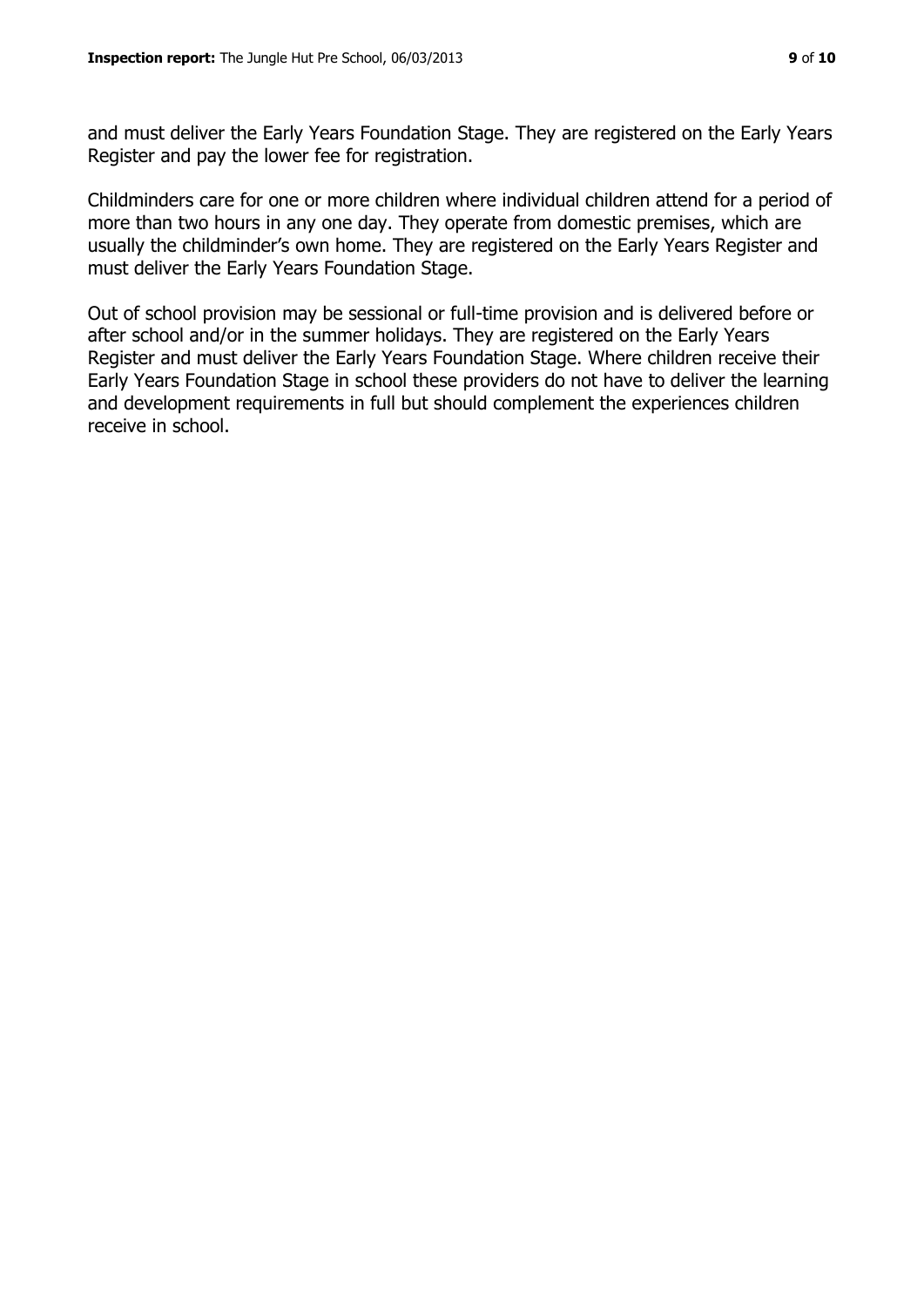and must deliver the Early Years Foundation Stage. They are registered on the Early Years Register and pay the lower fee for registration.

Childminders care for one or more children where individual children attend for a period of more than two hours in any one day. They operate from domestic premises, which are usually the childminder's own home. They are registered on the Early Years Register and must deliver the Early Years Foundation Stage.

Out of school provision may be sessional or full-time provision and is delivered before or after school and/or in the summer holidays. They are registered on the Early Years Register and must deliver the Early Years Foundation Stage. Where children receive their Early Years Foundation Stage in school these providers do not have to deliver the learning and development requirements in full but should complement the experiences children receive in school.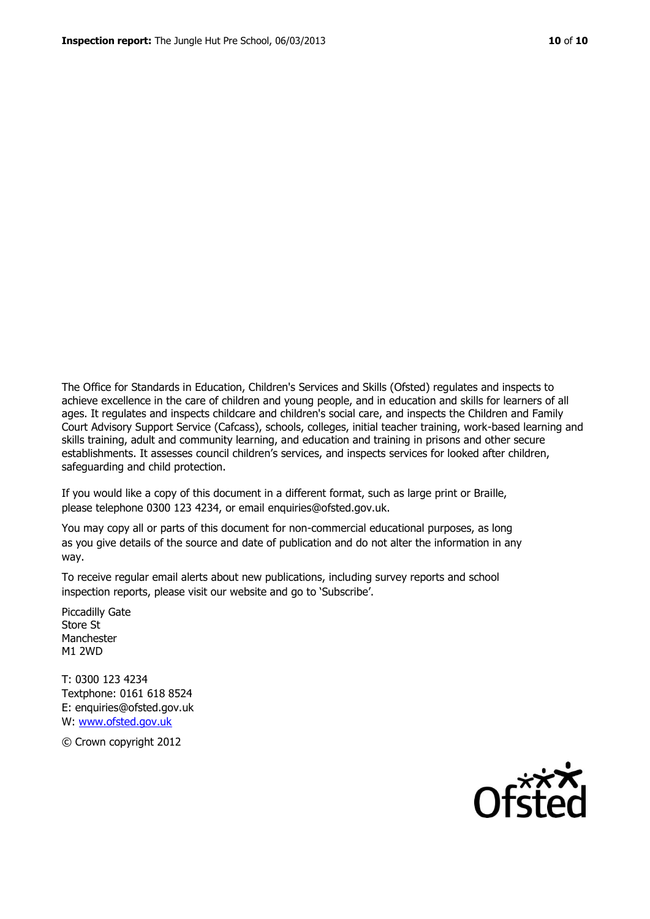The Office for Standards in Education, Children's Services and Skills (Ofsted) regulates and inspects to achieve excellence in the care of children and young people, and in education and skills for learners of all ages. It regulates and inspects childcare and children's social care, and inspects the Children and Family Court Advisory Support Service (Cafcass), schools, colleges, initial teacher training, work-based learning and skills training, adult and community learning, and education and training in prisons and other secure establishments. It assesses council children's services, and inspects services for looked after children, safeguarding and child protection.

If you would like a copy of this document in a different format, such as large print or Braille, please telephone 0300 123 4234, or email enquiries@ofsted.gov.uk.

You may copy all or parts of this document for non-commercial educational purposes, as long as you give details of the source and date of publication and do not alter the information in any way.

To receive regular email alerts about new publications, including survey reports and school inspection reports, please visit our website and go to 'Subscribe'.

Piccadilly Gate
Store St
Manchester
M1 2WD

T: 0300 123 4234
Textphone: 0161 618 8524
E: enquiries@ofsted.gov.uk
W: [www.ofsted.gov.uk](http://www.ofsted.gov.uk)

© Crown copyright 2012

Ofsted